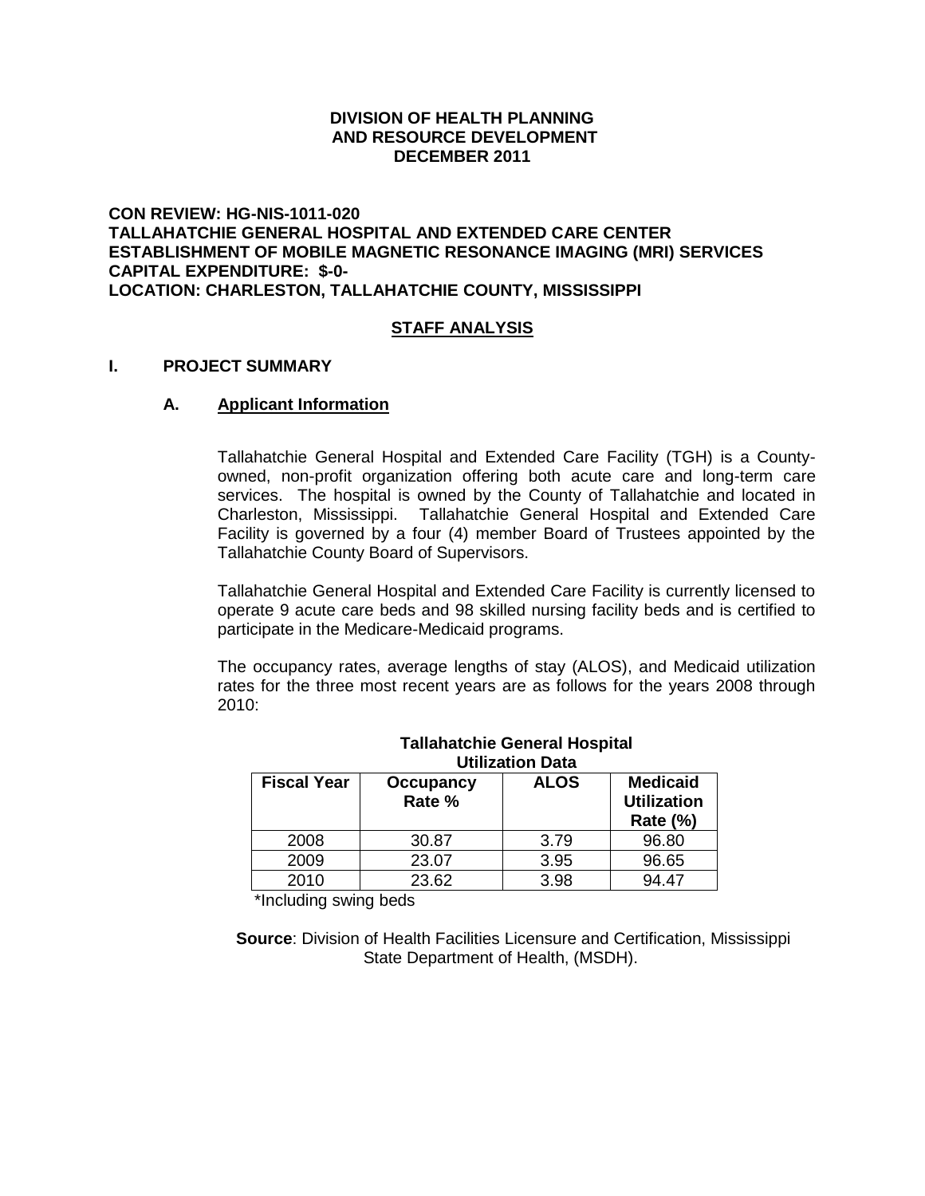**DIVISION OF HEALTH PLANNING AND RESOURCE DEVELOPMENT**
**DECEMBER 2011**

**CON REVIEW: HG-NIS-1011-020**
**TALLAHATCHIE GENERAL HOSPITAL AND EXTENDED CARE CENTER**
**ESTABLISHMENT OF MOBILE MAGNETIC RESONANCE IMAGING (MRI) SERVICES**
**CAPITAL EXPENDITURE: $-0-**
**LOCATION: CHARLESTON, TALLAHATCHIE COUNTY, MISSISSIPPI**

## STAFF ANALYSIS

## I. PROJECT SUMMARY

### A. Applicant Information

Tallahatchie General Hospital and Extended Care Facility (TGH) is a County-owned, non-profit organization offering both acute care and long-term care services. The hospital is owned by the County of Tallahatchie and located in Charleston, Mississippi. Tallahatchie General Hospital and Extended Care Facility is governed by a four (4) member Board of Trustees appointed by the Tallahatchie County Board of Supervisors.

Tallahatchie General Hospital and Extended Care Facility is currently licensed to operate 9 acute care beds and 98 skilled nursing facility beds and is certified to participate in the Medicare-Medicaid programs.

The occupancy rates, average lengths of stay (ALOS), and Medicaid utilization rates for the three most recent years are as follows for the years 2008 through 2010:

**Tallahatchie General Hospital Utilization Data**

| Fiscal Year | Occupancy Rate % | ALOS | Medicaid Utilization Rate (%) |
|---|---|---|---|
| 2008 | 30.87 | 3.79 | 96.80 |
| 2009 | 23.07 | 3.95 | 96.65 |
| 2010 | 23.62 | 3.98 | 94.47 |

*Including swing beds

**Source**: Division of Health Facilities Licensure and Certification, Mississippi State Department of Health, (MSDH).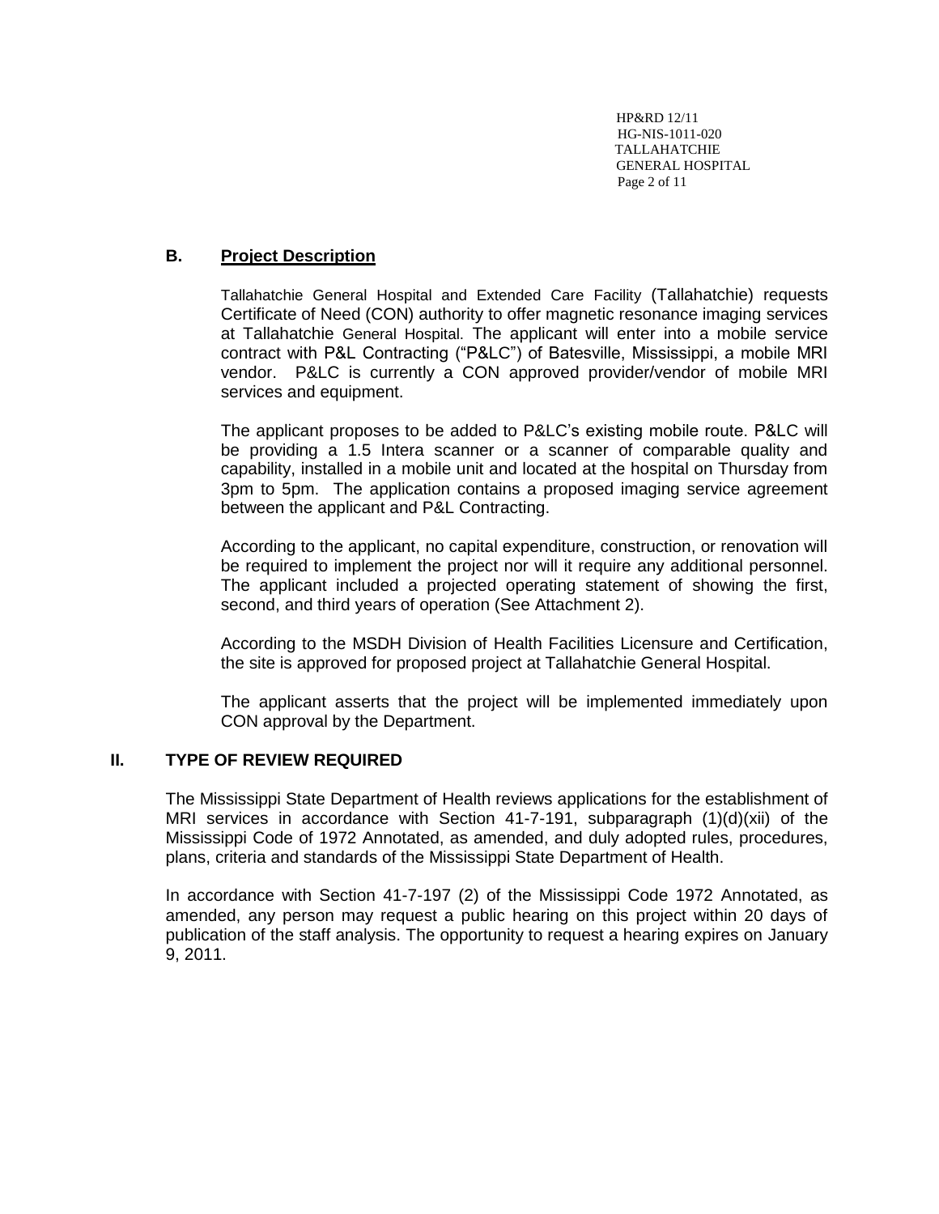### B. Project Description

Tallahatchie General Hospital and Extended Care Facility (Tallahatchie) requests Certificate of Need (CON) authority to offer magnetic resonance imaging services at Tallahatchie General Hospital. The applicant will enter into a mobile service contract with P&L Contracting ("P&LC") of Batesville, Mississippi, a mobile MRI vendor. P&LC is currently a CON approved provider/vendor of mobile MRI services and equipment.

The applicant proposes to be added to P&LC's existing mobile route. P&LC will be providing a 1.5 Intera scanner or a scanner of comparable quality and capability, installed in a mobile unit and located at the hospital on Thursday from 3pm to 5pm. The application contains a proposed imaging service agreement between the applicant and P&L Contracting.

According to the applicant, no capital expenditure, construction, or renovation will be required to implement the project nor will it require any additional personnel. The applicant included a projected operating statement of showing the first, second, and third years of operation (See Attachment 2).

According to the MSDH Division of Health Facilities Licensure and Certification, the site is approved for proposed project at Tallahatchie General Hospital.

The applicant asserts that the project will be implemented immediately upon CON approval by the Department.

## II. TYPE OF REVIEW REQUIRED

The Mississippi State Department of Health reviews applications for the establishment of MRI services in accordance with Section 41-7-191, subparagraph (1)(d)(xii) of the Mississippi Code of 1972 Annotated, as amended, and duly adopted rules, procedures, plans, criteria and standards of the Mississippi State Department of Health.

In accordance with Section 41-7-197 (2) of the Mississippi Code 1972 Annotated, as amended, any person may request a public hearing on this project within 20 days of publication of the staff analysis. The opportunity to request a hearing expires on January 9, 2011.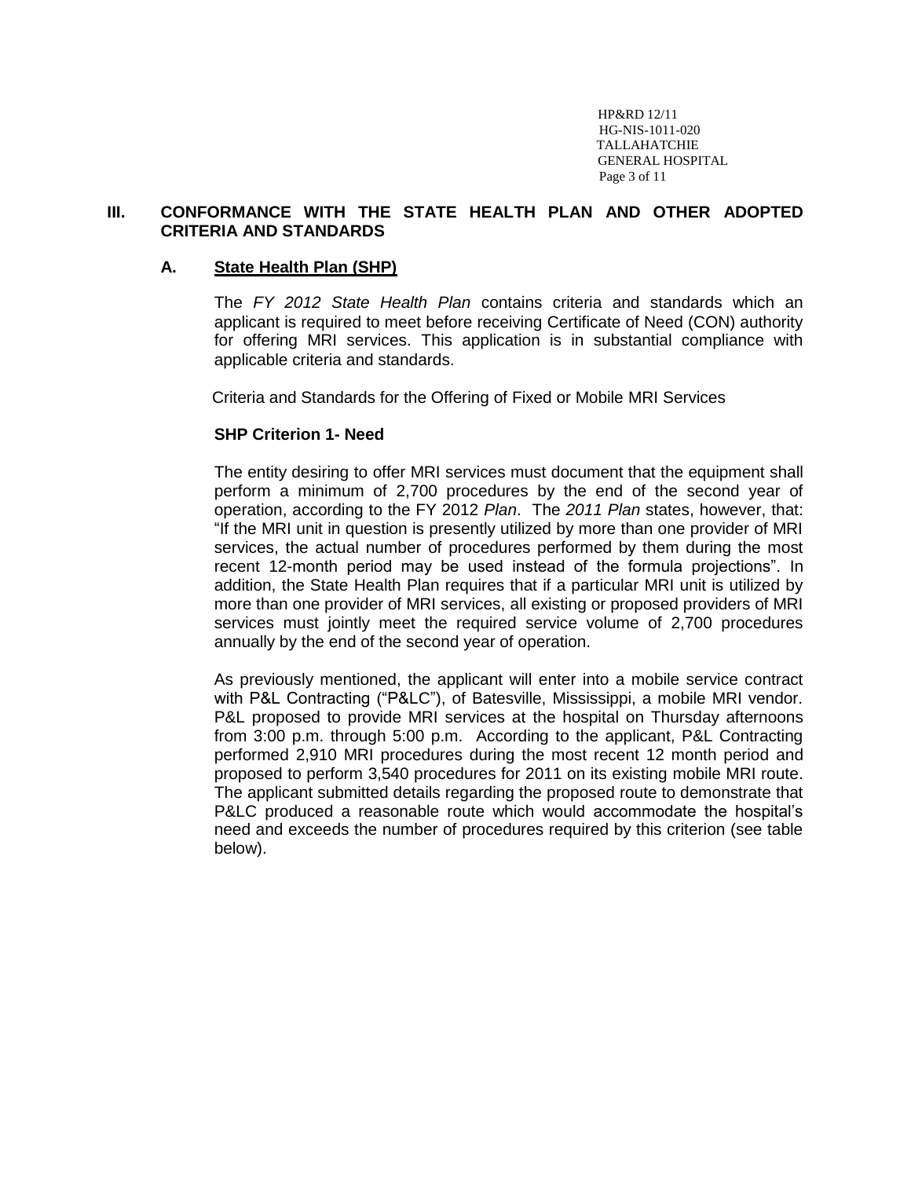## III. CONFORMANCE WITH THE STATE HEALTH PLAN AND OTHER ADOPTED CRITERIA AND STANDARDS

### A. State Health Plan (SHP)

The *FY 2012 State Health Plan* contains criteria and standards which an applicant is required to meet before receiving Certificate of Need (CON) authority for offering MRI services. This application is in substantial compliance with applicable criteria and standards.

Criteria and Standards for the Offering of Fixed or Mobile MRI Services

**SHP Criterion 1- Need**

The entity desiring to offer MRI services must document that the equipment shall perform a minimum of 2,700 procedures by the end of the second year of operation, according to the FY 2012 *Plan*. The *2011 Plan* states, however, that: "If the MRI unit in question is presently utilized by more than one provider of MRI services, the actual number of procedures performed by them during the most recent 12-month period may be used instead of the formula projections". In addition, the State Health Plan requires that if a particular MRI unit is utilized by more than one provider of MRI services, all existing or proposed providers of MRI services must jointly meet the required service volume of 2,700 procedures annually by the end of the second year of operation.

As previously mentioned, the applicant will enter into a mobile service contract with P&L Contracting ("P&LC"), of Batesville, Mississippi, a mobile MRI vendor. P&L proposed to provide MRI services at the hospital on Thursday afternoons from 3:00 p.m. through 5:00 p.m. According to the applicant, P&L Contracting performed 2,910 MRI procedures during the most recent 12 month period and proposed to perform 3,540 procedures for 2011 on its existing mobile MRI route. The applicant submitted details regarding the proposed route to demonstrate that P&LC produced a reasonable route which would accommodate the hospital's need and exceeds the number of procedures required by this criterion (see table below).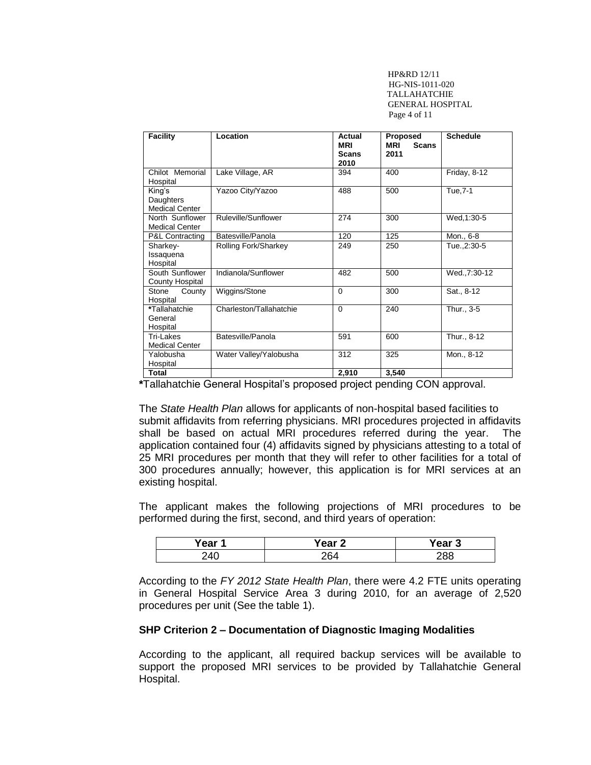| Facility | Location | Actual MRI Scans 2010 | Proposed MRI Scans 2011 | Schedule |
|---|---|---|---|---|
| Chilot Memorial Hospital | Lake Village, AR | 394 | 400 | Friday, 8-12 |
| King's Daughters Medical Center | Yazoo City/Yazoo | 488 | 500 | Tue,7-1 |
| North Sunflower Medical Center | Ruleville/Sunflower | 274 | 300 | Wed,1:30-5 |
| P&L Contracting | Batesville/Panola | 120 | 125 | Mon., 6-8 |
| Sharkey-Issaquena Hospital | Rolling Fork/Sharkey | 249 | 250 | Tue.,2:30-5 |
| South Sunflower County Hospital | Indianola/Sunflower | 482 | 500 | Wed.,7:30-12 |
| Stone County Hospital | Wiggins/Stone | 0 | 300 | Sat., 8-12 |
| *Tallahatchie General Hospital | Charleston/Tallahatchie | 0 | 240 | Thur., 3-5 |
| Tri-Lakes Medical Center | Batesville/Panola | 591 | 600 | Thur., 8-12 |
| Yalobusha Hospital | Water Valley/Yalobusha | 312 | 325 | Mon., 8-12 |
| **Total** | | **2,910** | **3,540** | |

***Tallahatchie General Hospital's proposed project pending CON approval.

The *State Health Plan* allows for applicants of non-hospital based facilities to submit affidavits from referring physicians. MRI procedures projected in affidavits shall be based on actual MRI procedures referred during the year. The application contained four (4) affidavits signed by physicians attesting to a total of 25 MRI procedures per month that they will refer to other facilities for a total of 300 procedures annually; however, this application is for MRI services at an existing hospital.

The applicant makes the following projections of MRI procedures to be performed during the first, second, and third years of operation:

| Year 1 | Year 2 | Year 3 |
|---|---|---|
| 240 | 264 | 288 |

According to the *FY 2012 State Health Plan*, there were 4.2 FTE units operating in General Hospital Service Area 3 during 2010, for an average of 2,520 procedures per unit (See the table 1).

### SHP Criterion 2 – Documentation of Diagnostic Imaging Modalities

According to the applicant, all required backup services will be available to support the proposed MRI services to be provided by Tallahatchie General Hospital.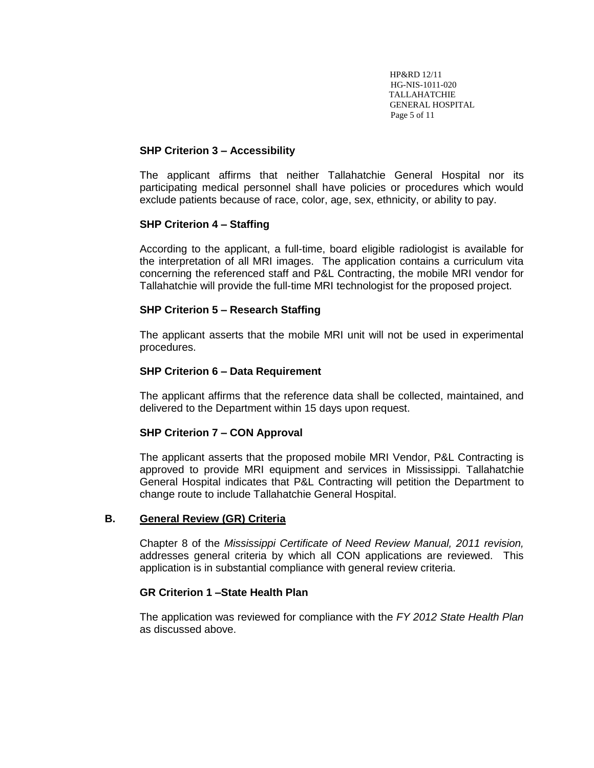### SHP Criterion 3 – Accessibility

The applicant affirms that neither Tallahatchie General Hospital nor its participating medical personnel shall have policies or procedures which would exclude patients because of race, color, age, sex, ethnicity, or ability to pay.

### SHP Criterion 4 – Staffing

According to the applicant, a full-time, board eligible radiologist is available for the interpretation of all MRI images. The application contains a curriculum vita concerning the referenced staff and P&L Contracting, the mobile MRI vendor for Tallahatchie will provide the full-time MRI technologist for the proposed project.

### SHP Criterion 5 – Research Staffing

The applicant asserts that the mobile MRI unit will not be used in experimental procedures.

### SHP Criterion 6 – Data Requirement

The applicant affirms that the reference data shall be collected, maintained, and delivered to the Department within 15 days upon request.

### SHP Criterion 7 – CON Approval

The applicant asserts that the proposed mobile MRI Vendor, P&L Contracting is approved to provide MRI equipment and services in Mississippi. Tallahatchie General Hospital indicates that P&L Contracting will petition the Department to change route to include Tallahatchie General Hospital.

## B. General Review (GR) Criteria

Chapter 8 of the *Mississippi Certificate of Need Review Manual, 2011 revision,* addresses general criteria by which all CON applications are reviewed. This application is in substantial compliance with general review criteria.

### GR Criterion 1 –State Health Plan

The application was reviewed for compliance with the *FY 2012 State Health Plan* as discussed above.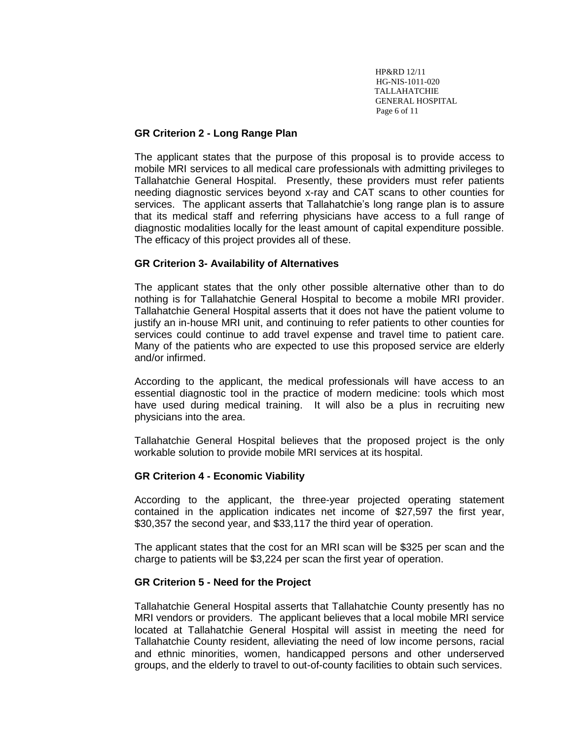### GR Criterion 2 - Long Range Plan

The applicant states that the purpose of this proposal is to provide access to mobile MRI services to all medical care professionals with admitting privileges to Tallahatchie General Hospital. Presently, these providers must refer patients needing diagnostic services beyond x-ray and CAT scans to other counties for services. The applicant asserts that Tallahatchie's long range plan is to assure that its medical staff and referring physicians have access to a full range of diagnostic modalities locally for the least amount of capital expenditure possible. The efficacy of this project provides all of these.

### GR Criterion 3- Availability of Alternatives

The applicant states that the only other possible alternative other than to do nothing is for Tallahatchie General Hospital to become a mobile MRI provider. Tallahatchie General Hospital asserts that it does not have the patient volume to justify an in-house MRI unit, and continuing to refer patients to other counties for services could continue to add travel expense and travel time to patient care. Many of the patients who are expected to use this proposed service are elderly and/or infirmed.

According to the applicant, the medical professionals will have access to an essential diagnostic tool in the practice of modern medicine: tools which most have used during medical training. It will also be a plus in recruiting new physicians into the area.

Tallahatchie General Hospital believes that the proposed project is the only workable solution to provide mobile MRI services at its hospital.

### GR Criterion 4 - Economic Viability

According to the applicant, the three-year projected operating statement contained in the application indicates net income of $27,597 the first year, $30,357 the second year, and $33,117 the third year of operation.

The applicant states that the cost for an MRI scan will be $325 per scan and the charge to patients will be $3,224 per scan the first year of operation.

### GR Criterion 5 - Need for the Project

Tallahatchie General Hospital asserts that Tallahatchie County presently has no MRI vendors or providers. The applicant believes that a local mobile MRI service located at Tallahatchie General Hospital will assist in meeting the need for Tallahatchie County resident, alleviating the need of low income persons, racial and ethnic minorities, women, handicapped persons and other underserved groups, and the elderly to travel to out-of-county facilities to obtain such services.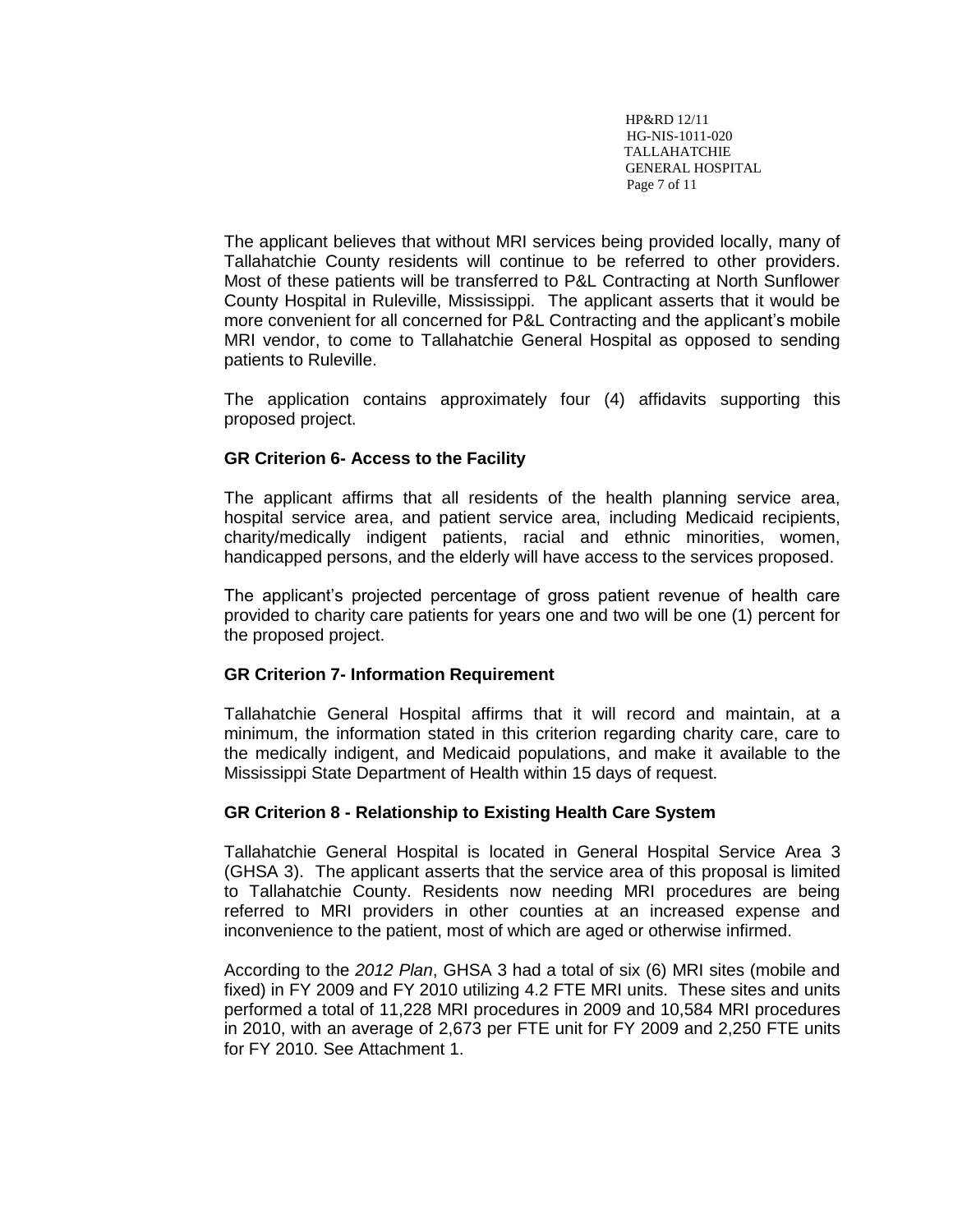The applicant believes that without MRI services being provided locally, many of Tallahatchie County residents will continue to be referred to other providers. Most of these patients will be transferred to P&L Contracting at North Sunflower County Hospital in Ruleville, Mississippi. The applicant asserts that it would be more convenient for all concerned for P&L Contracting and the applicant's mobile MRI vendor, to come to Tallahatchie General Hospital as opposed to sending patients to Ruleville.

The application contains approximately four (4) affidavits supporting this proposed project.

**GR Criterion 6- Access to the Facility**

The applicant affirms that all residents of the health planning service area, hospital service area, and patient service area, including Medicaid recipients, charity/medically indigent patients, racial and ethnic minorities, women, handicapped persons, and the elderly will have access to the services proposed.

The applicant's projected percentage of gross patient revenue of health care provided to charity care patients for years one and two will be one (1) percent for the proposed project.

**GR Criterion 7- Information Requirement**

Tallahatchie General Hospital affirms that it will record and maintain, at a minimum, the information stated in this criterion regarding charity care, care to the medically indigent, and Medicaid populations, and make it available to the Mississippi State Department of Health within 15 days of request.

**GR Criterion 8 - Relationship to Existing Health Care System**

Tallahatchie General Hospital is located in General Hospital Service Area 3 (GHSA 3). The applicant asserts that the service area of this proposal is limited to Tallahatchie County. Residents now needing MRI procedures are being referred to MRI providers in other counties at an increased expense and inconvenience to the patient, most of which are aged or otherwise infirmed.

According to the *2012 Plan*, GHSA 3 had a total of six (6) MRI sites (mobile and fixed) in FY 2009 and FY 2010 utilizing 4.2 FTE MRI units. These sites and units performed a total of 11,228 MRI procedures in 2009 and 10,584 MRI procedures in 2010, with an average of 2,673 per FTE unit for FY 2009 and 2,250 FTE units for FY 2010. See Attachment 1.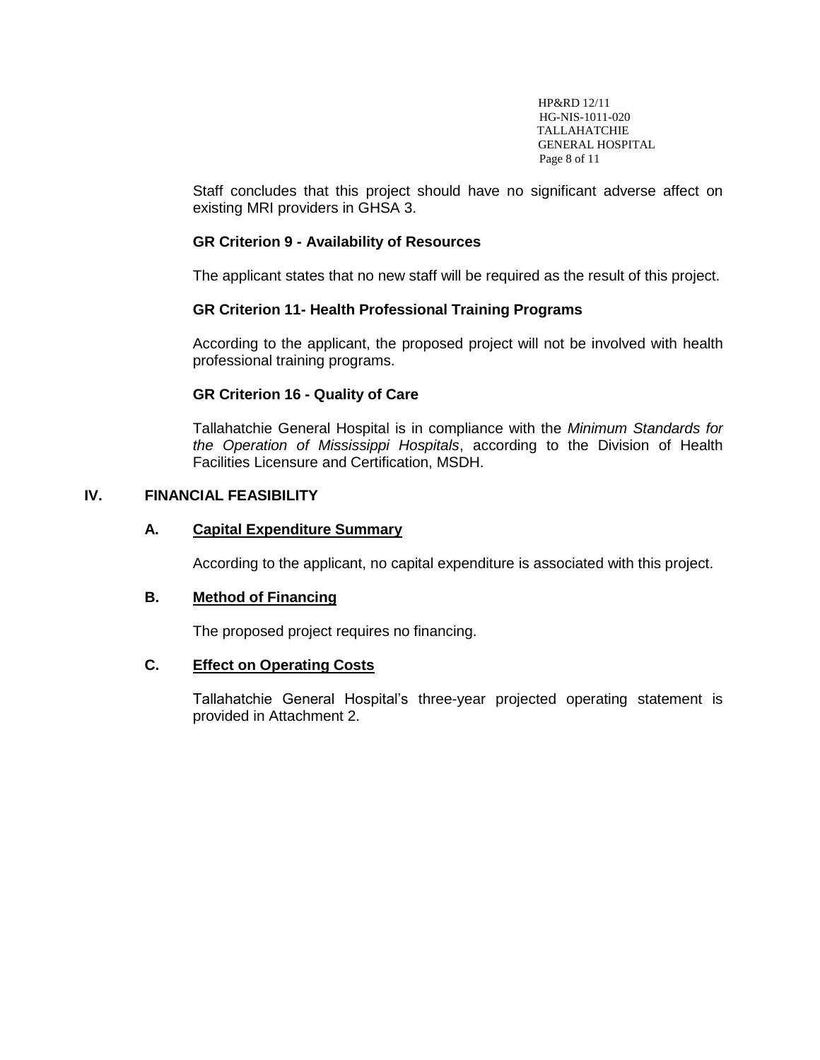Staff concludes that this project should have no significant adverse affect on existing MRI providers in GHSA 3.

**GR Criterion 9 - Availability of Resources**

The applicant states that no new staff will be required as the result of this project.

**GR Criterion 11- Health Professional Training Programs**

According to the applicant, the proposed project will not be involved with health professional training programs.

**GR Criterion 16 - Quality of Care**

Tallahatchie General Hospital is in compliance with the *Minimum Standards for the Operation of Mississippi Hospitals*, according to the Division of Health Facilities Licensure and Certification, MSDH.

## IV. FINANCIAL FEASIBILITY

### A. Capital Expenditure Summary

According to the applicant, no capital expenditure is associated with this project.

### B. Method of Financing

The proposed project requires no financing.

### C. Effect on Operating Costs

Tallahatchie General Hospital's three-year projected operating statement is provided in Attachment 2.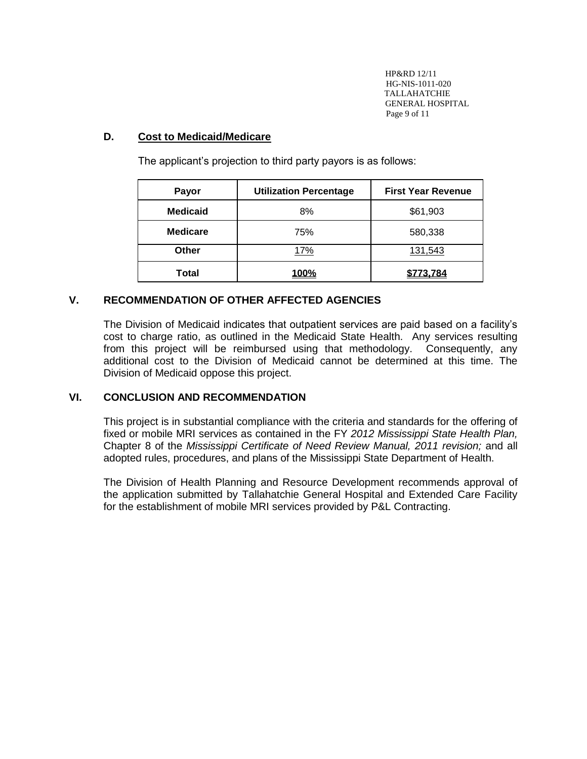### D. Cost to Medicaid/Medicare

The applicant's projection to third party payors is as follows:

| Payor | Utilization Percentage | First Year Revenue |
|---|---|---|
| **Medicaid** | 8% | $61,903 |
| **Medicare** | 75% | 580,338 |
| **Other** | 17% | 131,543 |
| **Total** | **100%** | **$773,784** |

## V. RECOMMENDATION OF OTHER AFFECTED AGENCIES

The Division of Medicaid indicates that outpatient services are paid based on a facility's cost to charge ratio, as outlined in the Medicaid State Health. Any services resulting from this project will be reimbursed using that methodology. Consequently, any additional cost to the Division of Medicaid cannot be determined at this time. The Division of Medicaid oppose this project.

## VI. CONCLUSION AND RECOMMENDATION

This project is in substantial compliance with the criteria and standards for the offering of fixed or mobile MRI services as contained in the FY *2012 Mississippi State Health Plan,* Chapter 8 of the *Mississippi Certificate of Need Review Manual, 2011 revision;* and all adopted rules, procedures, and plans of the Mississippi State Department of Health.

The Division of Health Planning and Resource Development recommends approval of the application submitted by Tallahatchie General Hospital and Extended Care Facility for the establishment of mobile MRI services provided by P&L Contracting.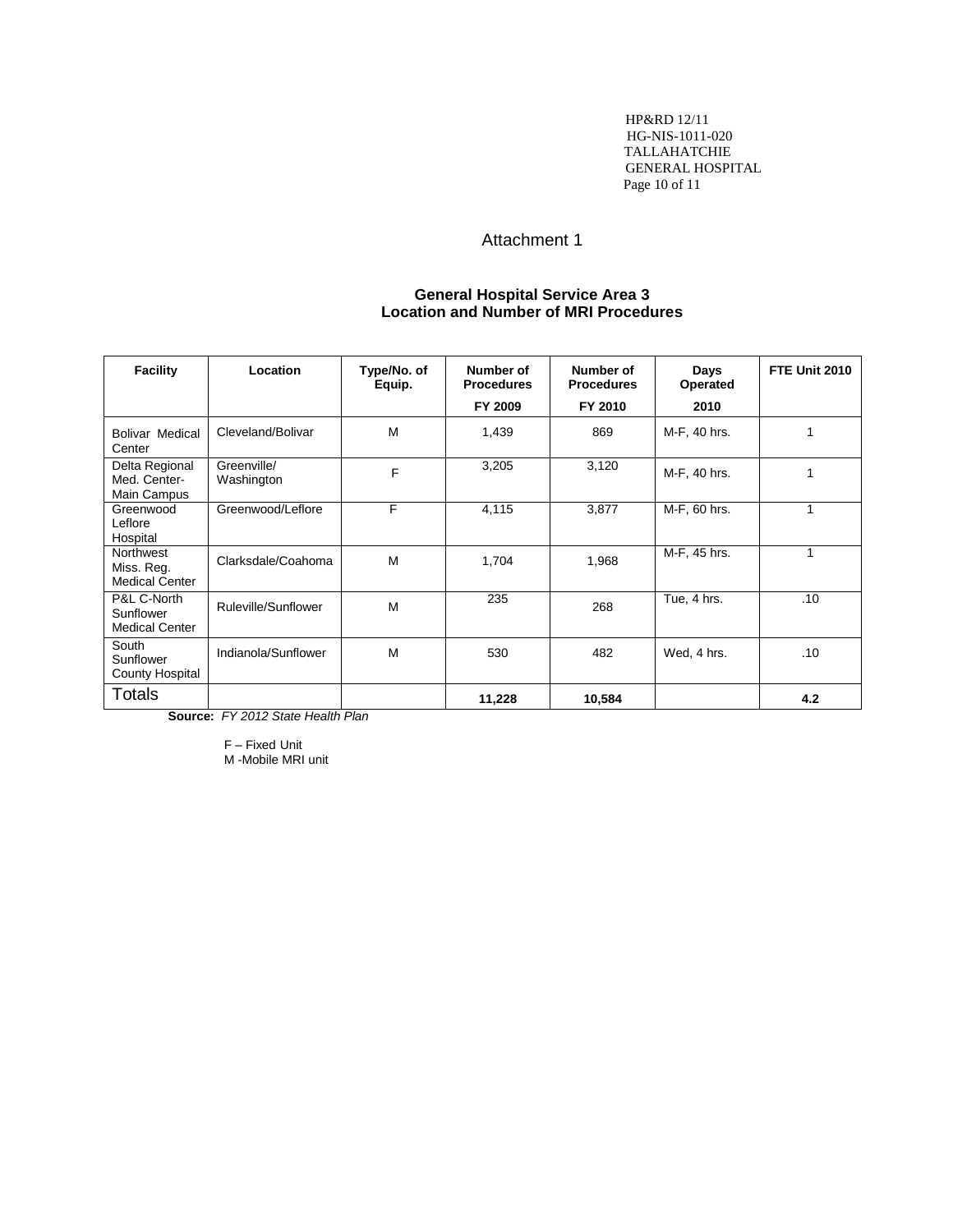# Attachment 1

### General Hospital Service Area 3
### Location and Number of MRI Procedures

| Facility | Location | Type/No. of Equip. | Number of Procedures FY 2009 | Number of Procedures FY 2010 | Days Operated 2010 | FTE Unit 2010 |
|---|---|---|---|---|---|---|
| Bolivar Medical Center | Cleveland/Bolivar | M | 1,439 | 869 | M-F, 40 hrs. | 1 |
| Delta Regional Med. Center-Main Campus | Greenville/ Washington | F | 3,205 | 3,120 | M-F, 40 hrs. | 1 |
| Greenwood Leflore Hospital | Greenwood/Leflore | F | 4,115 | 3,877 | M-F, 60 hrs. | 1 |
| Northwest Miss. Reg. Medical Center | Clarksdale/Coahoma | M | 1,704 | 1,968 | M-F, 45 hrs. | 1 |
| P&L C-North Sunflower Medical Center | Ruleville/Sunflower | M | 235 | 268 | Tue, 4 hrs. | .10 |
| South Sunflower County Hospital | Indianola/Sunflower | M | 530 | 482 | Wed, 4 hrs. | .10 |
| Totals | | | **11,228** | **10,584** | | **4.2** |

**Source:** *FY 2012 State Health Plan*

F – Fixed Unit
M -Mobile MRI unit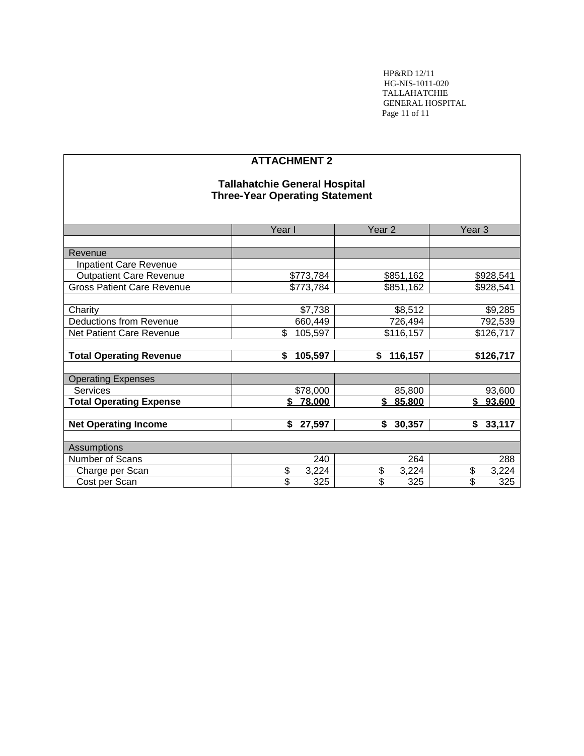## ATTACHMENT 2

### Tallahatchie General Hospital
### Three-Year Operating Statement

| | Year I | Year 2 | Year 3 |
|---|---|---|---|
| | | | |
| Revenue | | | |
| Inpatient Care Revenue | | | |
| Outpatient Care Revenue | $773,784 | $851,162 | $928,541 |
| Gross Patient Care Revenue | $773,784 | $851,162 | $928,541 |
| | | | |
| Charity | $7,738 | $8,512 | $9,285 |
| Deductions from Revenue | 660,449 | 726,494 | 792,539 |
| Net Patient Care Revenue | $ 105,597 | $116,157 | $126,717 |
| | | | |
| **Total Operating Revenue** | **$ 105,597** | **$ 116,157** | **$126,717** |
| | | | |
| Operating Expenses | | | |
| Services | $78,000 | 85,800 | 93,600 |
| **Total Operating Expense** | **$ 78,000** | **$ 85,800** | **$ 93,600** |
| | | | |
| **Net Operating Income** | **$ 27,597** | **$ 30,357** | **$ 33,117** |
| | | | |
| Assumptions | | | |
| Number of Scans | 240 | 264 | 288 |
| Charge per Scan | $ 3,224 | $ 3,224 | $ 3,224 |
| Cost per Scan | $ 325 | $ 325 | $ 325 |